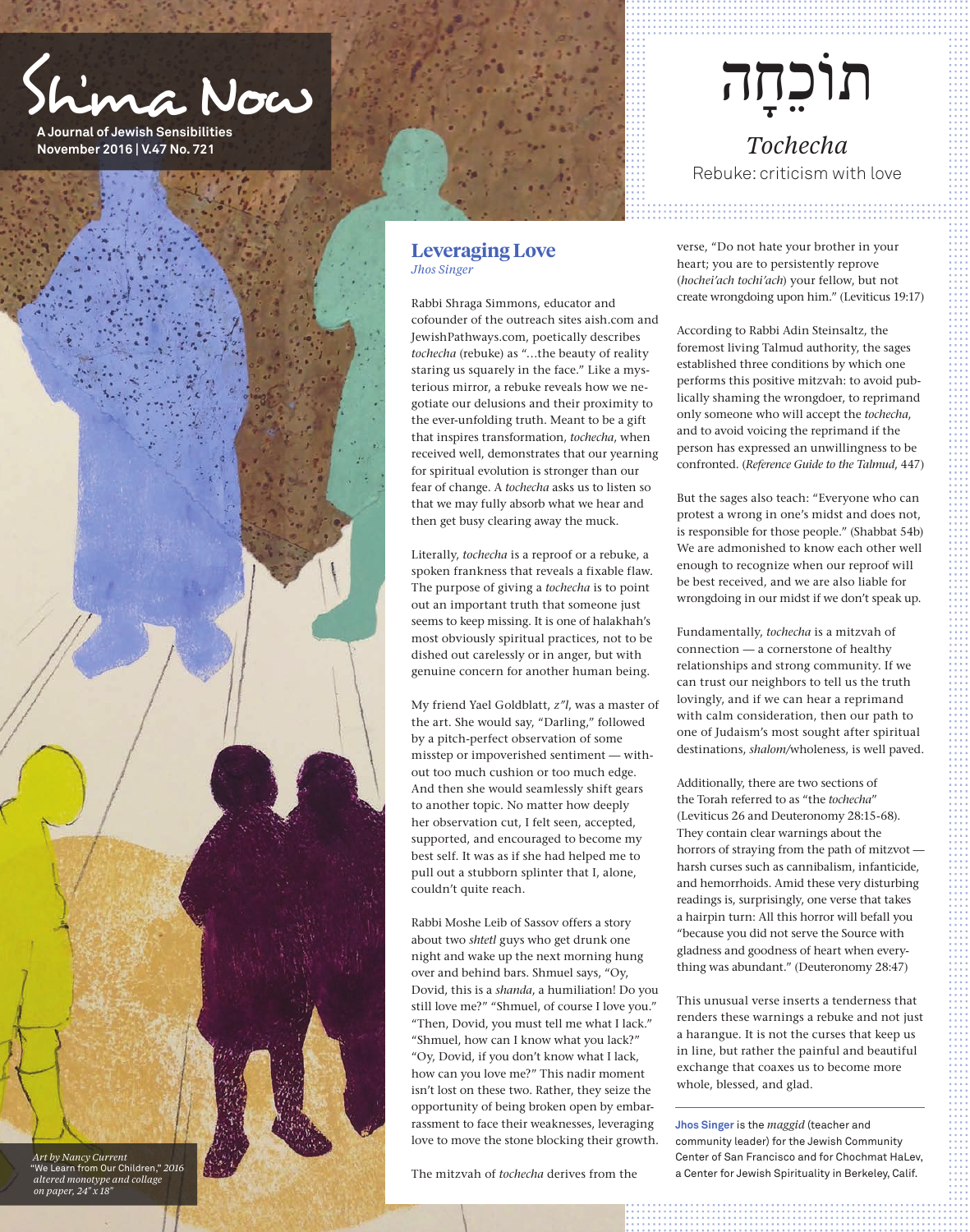# Sh'ma Now

**A Journal of Jewish Sensibilities**
**November 2016 | V.47 No. 721**

# תּוֹכֵחָה

*Tochecha*

Rebuke: criticism with love

*Art by Nancy Current*
"We Learn from Our Children," *2016 altered monotype and collage on paper, 24" x 18"*

## Leveraging Love

*Jhos Singer*

Rabbi Shraga Simmons, educator and cofounder of the outreach sites aish.com and JewishPathways.com, poetically describes *tochecha* (rebuke) as "…the beauty of reality staring us squarely in the face." Like a mysterious mirror, a rebuke reveals how we negotiate our delusions and their proximity to the ever-unfolding truth. Meant to be a gift that inspires transformation, *tochecha*, when received well, demonstrates that our yearning for spiritual evolution is stronger than our fear of change. A *tochecha* asks us to listen so that we may fully absorb what we hear and then get busy clearing away the muck.

Literally, *tochecha* is a reproof or a rebuke, a spoken frankness that reveals a fixable flaw. The purpose of giving a *tochecha* is to point out an important truth that someone just seems to keep missing. It is one of halakhah's most obviously spiritual practices, not to be dished out carelessly or in anger, but with genuine concern for another human being.

My friend Yael Goldblatt, *z"l*, was a master of the art. She would say, "Darling," followed by a pitch-perfect observation of some misstep or impoverished sentiment — without too much cushion or too much edge. And then she would seamlessly shift gears to another topic. No matter how deeply her observation cut, I felt seen, accepted, supported, and encouraged to become my best self. It was as if she had helped me to pull out a stubborn splinter that I, alone, couldn't quite reach.

Rabbi Moshe Leib of Sassov offers a story about two *shtetl* guys who get drunk one night and wake up the next morning hung over and behind bars. Shmuel says, "Oy, Dovid, this is a *shanda*, a humiliation! Do you still love me?" "Shmuel, of course I love you." "Then, Dovid, you must tell me what I lack." "Shmuel, how can I know what you lack?" "Oy, Dovid, if you don't know what I lack, how can you love me?" This nadir moment isn't lost on these two. Rather, they seize the opportunity of being broken open by embarrassment to face their weaknesses, leveraging love to move the stone blocking their growth.

The mitzvah of *tochecha* derives from the verse, "Do not hate your brother in your heart; you are to persistently reprove (*hochei'ach tochi'ach*) your fellow, but not create wrongdoing upon him." (Leviticus 19:17)

According to Rabbi Adin Steinsaltz, the foremost living Talmud authority, the sages established three conditions by which one performs this positive mitzvah: to avoid publically shaming the wrongdoer, to reprimand only someone who will accept the *tochecha*, and to avoid voicing the reprimand if the person has expressed an unwillingness to be confronted. (*Reference Guide to the Talmud*, 447)

But the sages also teach: "Everyone who can protest a wrong in one's midst and does not, is responsible for those people." (Shabbat 54b) We are admonished to know each other well enough to recognize when our reproof will be best received, and we are also liable for wrongdoing in our midst if we don't speak up.

Fundamentally, *tochecha* is a mitzvah of connection — a cornerstone of healthy relationships and strong community. If we can trust our neighbors to tell us the truth lovingly, and if we can hear a reprimand with calm consideration, then our path to one of Judaism's most sought after spiritual destinations, *shalom*/wholeness, is well paved.

Additionally, there are two sections of the Torah referred to as "the *tochecha*" (Leviticus 26 and Deuteronomy 28:15-68). They contain clear warnings about the horrors of straying from the path of mitzvot — harsh curses such as cannibalism, infanticide, and hemorrhoids. Amid these very disturbing readings is, surprisingly, one verse that takes a hairpin turn: All this horror will befall you "because you did not serve the Source with gladness and goodness of heart when everything was abundant." (Deuteronomy 28:47)

This unusual verse inserts a tenderness that renders these warnings a rebuke and not just a harangue. It is not the curses that keep us in line, but rather the painful and beautiful exchange that coaxes us to become more whole, blessed, and glad.

---

**Jhos Singer** is the *maggid* (teacher and community leader) for the Jewish Community Center of San Francisco and for Chochmat HaLev, a Center for Jewish Spirituality in Berkeley, Calif.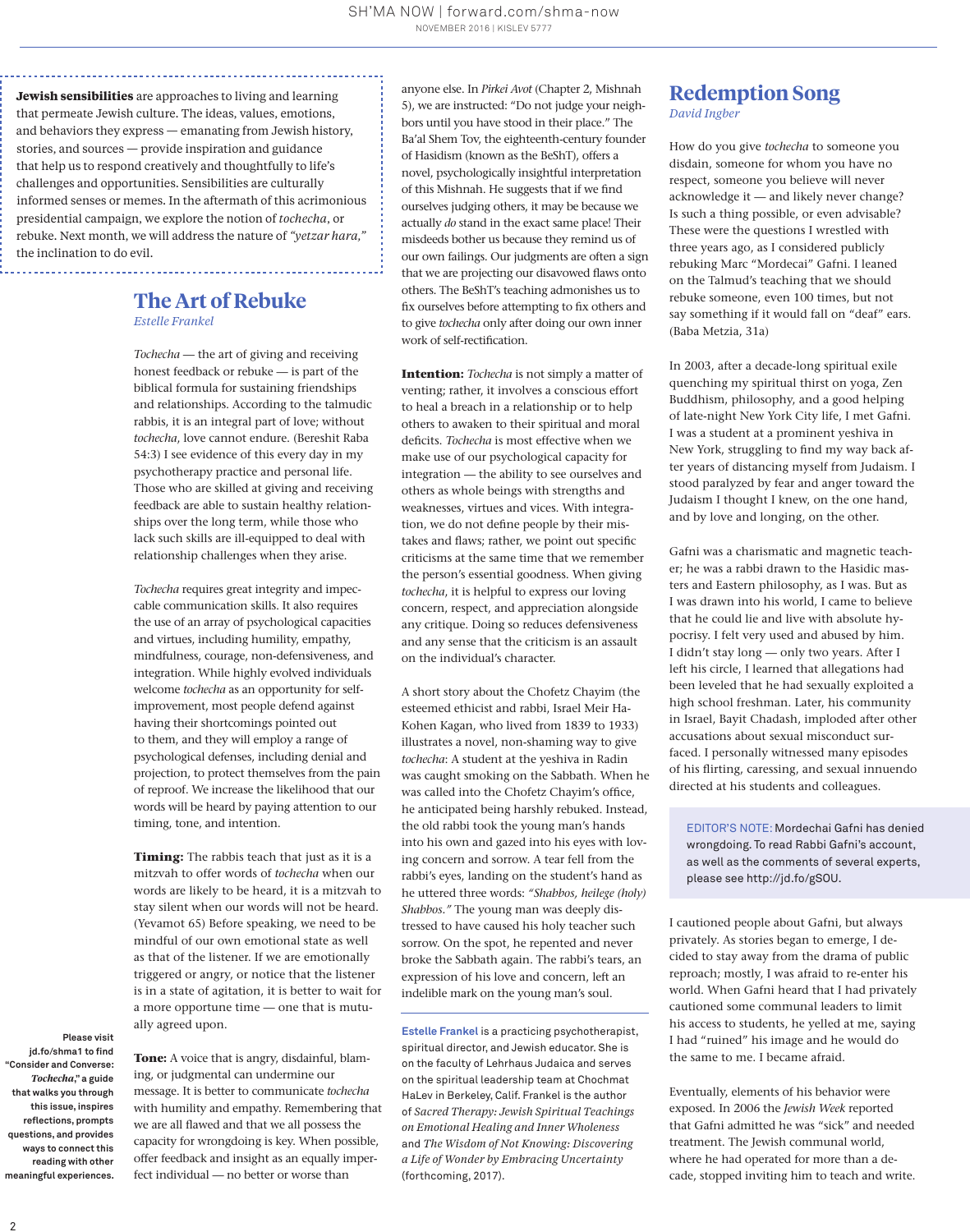**Jewish sensibilities** are approaches to living and learning that permeate Jewish culture. The ideas, values, emotions, and behaviors they express — emanating from Jewish history, stories, and sources — provide inspiration and guidance that help us to respond creatively and thoughtfully to life's challenges and opportunities. Sensibilities are culturally informed senses or memes. In the aftermath of this acrimonious presidential campaign, we explore the notion of *tochecha*, or rebuke. Next month, we will address the nature of *"yetzar hara,"* the inclination to do evil.

**Please visit jd.fo/shma1 to find "Consider and Converse: *Tochecha*," a guide that walks you through this issue, inspires reflections, prompts questions, and provides ways to connect this reading with other meaningful experiences.**

## The Art of Rebuke

*Estelle Frankel*

*Tochecha* — the art of giving and receiving honest feedback or rebuke — is part of the biblical formula for sustaining friendships and relationships. According to the talmudic rabbis, it is an integral part of love; without *tochecha*, love cannot endure. (Bereshit Raba 54:3) I see evidence of this every day in my psychotherapy practice and personal life. Those who are skilled at giving and receiving feedback are able to sustain healthy relationships over the long term, while those who lack such skills are ill-equipped to deal with relationship challenges when they arise.

*Tochecha* requires great integrity and impeccable communication skills. It also requires the use of an array of psychological capacities and virtues, including humility, empathy, mindfulness, courage, non-defensiveness, and integration. While highly evolved individuals welcome *tochecha* as an opportunity for self-improvement, most people defend against having their shortcomings pointed out to them, and they will employ a range of psychological defenses, including denial and projection, to protect themselves from the pain of reproof. We increase the likelihood that our words will be heard by paying attention to our timing, tone, and intention.

**Timing:** The rabbis teach that just as it is a mitzvah to offer words of *tochecha* when our words are likely to be heard, it is a mitzvah to stay silent when our words will not be heard. (Yevamot 65) Before speaking, we need to be mindful of our own emotional state as well as that of the listener. If we are emotionally triggered or angry, or notice that the listener is in a state of agitation, it is better to wait for a more opportune time — one that is mutually agreed upon.

**Tone:** A voice that is angry, disdainful, blaming, or judgmental can undermine our message. It is better to communicate *tochecha* with humility and empathy. Remembering that we are all flawed and that we all possess the capacity for wrongdoing is key. When possible, offer feedback and insight as an equally imperfect individual — no better or worse than anyone else. In *Pirkei Avot* (Chapter 2, Mishnah 5), we are instructed: "Do not judge your neighbors until you have stood in their place." The Ba'al Shem Tov, the eighteenth-century founder of Hasidism (known as the BeShT), offers a novel, psychologically insightful interpretation of this Mishnah. He suggests that if we find ourselves judging others, it may be because we actually *do* stand in the exact same place! Their misdeeds bother us because they remind us of our own failings. Our judgments are often a sign that we are projecting our disavowed flaws onto others. The BeShT's teaching admonishes us to fix ourselves before attempting to fix others and to give *tochecha* only after doing our own inner work of self-rectification.

**Intention:** *Tochecha* is not simply a matter of venting; rather, it involves a conscious effort to heal a breach in a relationship or to help others to awaken to their spiritual and moral deficits. *Tochecha* is most effective when we make use of our psychological capacity for integration — the ability to see ourselves and others as whole beings with strengths and weaknesses, virtues and vices. With integration, we do not define people by their mistakes and flaws; rather, we point out specific criticisms at the same time that we remember the person's essential goodness. When giving *tochecha*, it is helpful to express our loving concern, respect, and appreciation alongside any critique. Doing so reduces defensiveness and any sense that the criticism is an assault on the individual's character.

A short story about the Chofetz Chayim (the esteemed ethicist and rabbi, Israel Meir HaKohen Kagan, who lived from 1839 to 1933) illustrates a novel, non-shaming way to give *tochecha*: A student at the yeshiva in Radin was caught smoking on the Sabbath. When he was called into the Chofetz Chayim's office, he anticipated being harshly rebuked. Instead, the old rabbi took the young man's hands into his own and gazed into his eyes with loving concern and sorrow. A tear fell from the rabbi's eyes, landing on the student's hand as he uttered three words: *"Shabbos, heilege (holy) Shabbos."* The young man was deeply distressed to have caused his holy teacher such sorrow. On the spot, he repented and never broke the Sabbath again. The rabbi's tears, an expression of his love and concern, left an indelible mark on the young man's soul.

**Estelle Frankel** is a practicing psychotherapist, spiritual director, and Jewish educator. She is on the faculty of Lehrhaus Judaica and serves on the spiritual leadership team at Chochmat HaLev in Berkeley, Calif. Frankel is the author of *Sacred Therapy: Jewish Spiritual Teachings on Emotional Healing and Inner Wholeness* and *The Wisdom of Not Knowing: Discovering a Life of Wonder by Embracing Uncertainty* (forthcoming, 2017).

## Redemption Song

*David Ingber*

How do you give *tochecha* to someone you disdain, someone for whom you have no respect, someone you believe will never acknowledge it — and likely never change? Is such a thing possible, or even advisable? These were the questions I wrestled with three years ago, as I considered publicly rebuking Marc "Mordecai" Gafni. I leaned on the Talmud's teaching that we should rebuke someone, even 100 times, but not say something if it would fall on "deaf" ears. (Baba Metzia, 31a)

In 2003, after a decade-long spiritual exile quenching my spiritual thirst on yoga, Zen Buddhism, philosophy, and a good helping of late-night New York City life, I met Gafni. I was a student at a prominent yeshiva in New York, struggling to find my way back after years of distancing myself from Judaism. I stood paralyzed by fear and anger toward the Judaism I thought I knew, on the one hand, and by love and longing, on the other.

Gafni was a charismatic and magnetic teacher; he was a rabbi drawn to the Hasidic masters and Eastern philosophy, as I was. But as I was drawn into his world, I came to believe that he could lie and live with absolute hypocrisy. I felt very used and abused by him. I didn't stay long — only two years. After I left his circle, I learned that allegations had been leveled that he had sexually exploited a high school freshman. Later, his community in Israel, Bayit Chadash, imploded after other accusations about sexual misconduct surfaced. I personally witnessed many episodes of his flirting, caressing, and sexual innuendo directed at his students and colleagues.

EDITOR'S NOTE: Mordechai Gafni has denied wrongdoing. To read Rabbi Gafni's account, as well as the comments of several experts, please see http://jd.fo/gSOU.

I cautioned people about Gafni, but always privately. As stories began to emerge, I decided to stay away from the drama of public reproach; mostly, I was afraid to re-enter his world. When Gafni heard that I had privately cautioned some communal leaders to limit his access to students, he yelled at me, saying I had "ruined" his image and he would do the same to me. I became afraid.

Eventually, elements of his behavior were exposed. In 2006 the *Jewish Week* reported that Gafni admitted he was "sick" and needed treatment. The Jewish communal world, where he had operated for more than a decade, stopped inviting him to teach and write.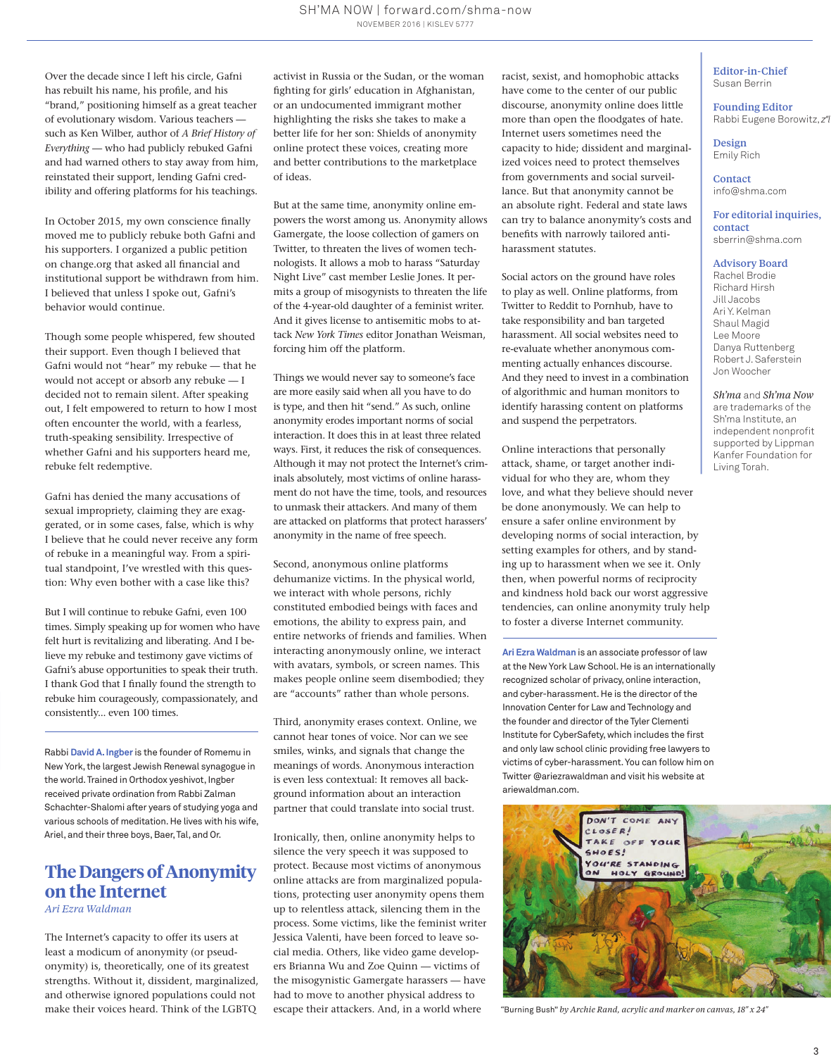Over the decade since I left his circle, Gafni has rebuilt his name, his profile, and his "brand," positioning himself as a great teacher of evolutionary wisdom. Various teachers — such as Ken Wilber, author of *A Brief History of Everything* — who had publicly rebuked Gafni and had warned others to stay away from him, reinstated their support, lending Gafni credibility and offering platforms for his teachings.

In October 2015, my own conscience finally moved me to publicly rebuke both Gafni and his supporters. I organized a public petition on change.org that asked all financial and institutional support be withdrawn from him. I believed that unless I spoke out, Gafni's behavior would continue.

Though some people whispered, few shouted their support. Even though I believed that Gafni would not "hear" my rebuke — that he would not accept or absorb any rebuke — I decided not to remain silent. After speaking out, I felt empowered to return to how I most often encounter the world, with a fearless, truth-speaking sensibility. Irrespective of whether Gafni and his supporters heard me, rebuke felt redemptive.

Gafni has denied the many accusations of sexual impropriety, claiming they are exaggerated, or in some cases, false, which is why I believe that he could never receive any form of rebuke in a meaningful way. From a spiritual standpoint, I've wrestled with this question: Why even bother with a case like this?

But I will continue to rebuke Gafni, even 100 times. Simply speaking up for women who have felt hurt is revitalizing and liberating. And I believe my rebuke and testimony gave victims of Gafni's abuse opportunities to speak their truth. I thank God that I finally found the strength to rebuke him courageously, compassionately, and consistently… even 100 times.

Rabbi **David A. Ingber** is the founder of Romemu in New York, the largest Jewish Renewal synagogue in the world. Trained in Orthodox yeshivot, Ingber received private ordination from Rabbi Zalman Schachter-Shalomi after years of studying yoga and various schools of meditation. He lives with his wife, Ariel, and their three boys, Baer, Tal, and Or.

# The Dangers of Anonymity on the Internet

*Ari Ezra Waldman*

The Internet's capacity to offer its users at least a modicum of anonymity (or pseudonymity) is, theoretically, one of its greatest strengths. Without it, dissident, marginalized, and otherwise ignored populations could not make their voices heard. Think of the LGBTQ activist in Russia or the Sudan, or the woman fighting for girls' education in Afghanistan, or an undocumented immigrant mother highlighting the risks she takes to make a better life for her son: Shields of anonymity online protect these voices, creating more and better contributions to the marketplace of ideas.

But at the same time, anonymity online empowers the worst among us. Anonymity allows Gamergate, the loose collection of gamers on Twitter, to threaten the lives of women technologists. It allows a mob to harass "Saturday Night Live" cast member Leslie Jones. It permits a group of misogynists to threaten the life of the 4-year-old daughter of a feminist writer. And it gives license to antisemitic mobs to attack *New York Times* editor Jonathan Weisman, forcing him off the platform.

Things we would never say to someone's face are more easily said when all you have to do is type, and then hit "send." As such, online anonymity erodes important norms of social interaction. It does this in at least three related ways. First, it reduces the risk of consequences. Although it may not protect the Internet's criminals absolutely, most victims of online harassment do not have the time, tools, and resources to unmask their attackers. And many of them are attacked on platforms that protect harassers' anonymity in the name of free speech.

Second, anonymous online platforms dehumanize victims. In the physical world, we interact with whole persons, richly constituted embodied beings with faces and emotions, the ability to express pain, and entire networks of friends and families. When interacting anonymously online, we interact with avatars, symbols, or screen names. This makes people online seem disembodied; they are "accounts" rather than whole persons.

Third, anonymity erases context. Online, we cannot hear tones of voice. Nor can we see smiles, winks, and signals that change the meanings of words. Anonymous interaction is even less contextual: It removes all background information about an interaction partner that could translate into social trust.

Ironically, then, online anonymity helps to silence the very speech it was supposed to protect. Because most victims of anonymous online attacks are from marginalized populations, protecting user anonymity opens them up to relentless attack, silencing them in the process. Some victims, like the feminist writer Jessica Valenti, have been forced to leave social media. Others, like video game developers Brianna Wu and Zoe Quinn — victims of the misogynistic Gamergate harassers — have had to move to another physical address to escape their attackers. And, in a world where racist, sexist, and homophobic attacks have come to the center of our public discourse, anonymity online does little more than open the floodgates of hate. Internet users sometimes need the capacity to hide; dissident and marginalized voices need to protect themselves from governments and social surveillance. But that anonymity cannot be an absolute right. Federal and state laws can try to balance anonymity's costs and benefits with narrowly tailored anti-harassment statutes.

Social actors on the ground have roles to play as well. Online platforms, from Twitter to Reddit to Pornhub, have to take responsibility and ban targeted harassment. All social websites need to re-evaluate whether anonymous commenting actually enhances discourse. And they need to invest in a combination of algorithmic and human monitors to identify harassing content on platforms and suspend the perpetrators.

Online interactions that personally attack, shame, or target another individual for who they are, whom they love, and what they believe should never be done anonymously. We can help to ensure a safer online environment by developing norms of social interaction, by setting examples for others, and by standing up to harassment when we see it. Only then, when powerful norms of reciprocity and kindness hold back our worst aggressive tendencies, can online anonymity truly help to foster a diverse Internet community.

**Ari Ezra Waldman** is an associate professor of law at the New York Law School. He is an internationally recognized scholar of privacy, online interaction, and cyber-harassment. He is the director of the Innovation Center for Law and Technology and the founder and director of the Tyler Clementi Institute for CyberSafety, which includes the first and only law school clinic providing free lawyers to victims of cyber-harassment. You can follow him on Twitter @ariezrawaldman and visit his website at ariewaldman.com.

"Burning Bush" *by Archie Rand, acrylic and marker on canvas, 18" x 24"*

**Editor-in-Chief**
Susan Berrin

**Founding Editor**
Rabbi Eugene Borowitz, *z"l*

**Design**
Emily Rich

**Contact**
info@shma.com

**For editorial inquiries, contact**
sberrin@shma.com

**Advisory Board**
Rachel Brodie
Richard Hirsh
Jill Jacobs
Ari Y. Kelman
Shaul Magid
Lee Moore
Danya Ruttenberg
Robert J. Saferstein
Jon Woocher

*Sh'ma* and *Sh'ma Now* are trademarks of the Sh'ma Institute, an independent nonprofit supported by Lippman Kanfer Foundation for Living Torah.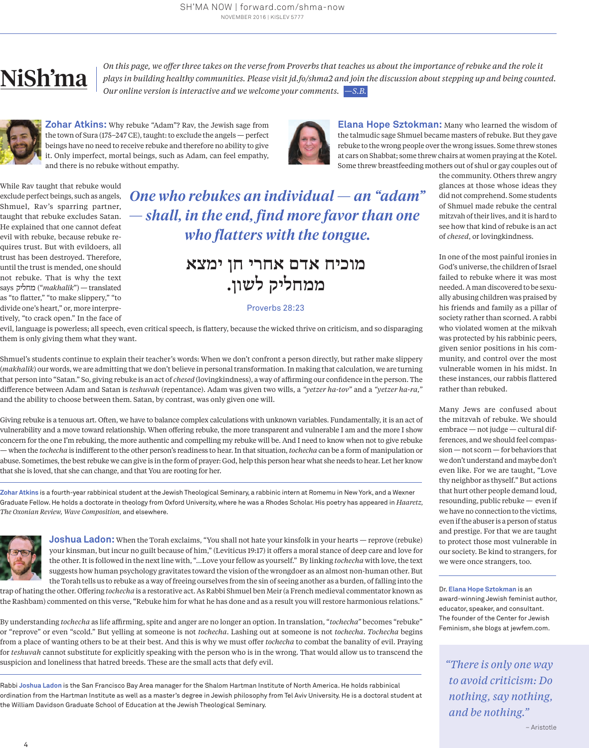# NiSh'ma

*On this page, we offer three takes on the verse from Proverbs that teaches us about the importance of rebuke and the role it plays in building healthy communities. Please visit jd.fo/shma2 and join the discussion about stepping up and being counted. Our online version is interactive and we welcome your comments. —S.B.*

***One who rebukes an individual — an "adam" — shall, in the end, find more favor than one who flatters with the tongue.***

מוכיח אדם אחרי חן ימצא
ממחליק לשון.

Proverbs 28:23

**Zohar Atkins:** Why rebuke "Adam"? Rav, the Jewish sage from the town of Sura (175–247 CE), taught: to exclude the angels — perfect beings have no need to receive rebuke and therefore no ability to give it. Only imperfect, mortal beings, such as Adam, can feel empathy, and there is no rebuke without empathy.

While Rav taught that rebuke would exclude perfect beings, such as angels, Shmuel, Rav's sparring partner, taught that rebuke excludes Satan. He explained that one cannot defeat evil with rebuke, because rebuke requires trust. But with evildoers, all trust has been destroyed. Therefore, until the trust is mended, one should not rebuke. That is why the text says מחליק ("*makhalik*") — translated as "to flatter," "to make slippery," "to divide one's heart," or, more interpretively, "to crack open." In the face of evil, language is powerless; all speech, even critical speech, is flattery, because the wicked thrive on criticism, and so disparaging them is only giving them what they want.

Shmuel's students continue to explain their teacher's words: When we don't confront a person directly, but rather make slippery (*makhalik*) our words, we are admitting that we don't believe in personal transformation. In making that calculation, we are turning that person into "Satan." So, giving rebuke is an act of *chesed* (lovingkindness), a way of affirming our confidence in the person. The difference between Adam and Satan is *teshuvah* (repentance). Adam was given two wills, a *"yetzer ha-tov"* and a *"yetzer ha-ra,"* and the ability to choose between them. Satan, by contrast, was only given one will.

Giving rebuke is a tenuous art. Often, we have to balance complex calculations with unknown variables. Fundamentally, it is an act of vulnerability and a move toward relationship. When offering rebuke, the more transparent and vulnerable I am and the more I show concern for the one I'm rebuking, the more authentic and compelling my rebuke will be. And I need to know when not to give rebuke — when the *tochecha* is indifferent to the other person's readiness to hear. In that situation, *tochecha* can be a form of manipulation or abuse. Sometimes, the best rebuke we can give is in the form of prayer: God, help this person hear what she needs to hear. Let her know that she is loved, that she can change, and that You are rooting for her.

**Zohar Atkins** is a fourth-year rabbinical student at the Jewish Theological Seminary, a rabbinic intern at Romemu in New York, and a Wexner Graduate Fellow. He holds a doctorate in theology from Oxford University, where he was a Rhodes Scholar. His poetry has appeared in *Haaretz, The Oxonian Review, Wave Composition,* and elsewhere.

**Elana Hope Sztokman:** Many who learned the wisdom of the talmudic sage Shmuel became masters of rebuke. But they gave rebuke to the wrong people over the wrong issues. Some threw stones at cars on Shabbat; some threw chairs at women praying at the Kotel. Some threw breastfeeding mothers out of shul or gay couples out of the community. Others threw angry glances at those whose ideas they did not comprehend. Some students of Shmuel made rebuke the central mitzvah of their lives, and it is hard to see how that kind of rebuke is an act of *chesed*, or lovingkindness.

In one of the most painful ironies in God's universe, the children of Israel failed to rebuke where it was most needed. A man discovered to be sexually abusing children was praised by his friends and family as a pillar of society rather than scorned. A rabbi who violated women at the mikvah was protected by his rabbinic peers, given senior positions in his community, and control over the most vulnerable women in his midst. In these instances, our rabbis flattered rather than rebuked.

Many Jews are confused about the mitzvah of rebuke. We should embrace — not judge — cultural differences, and we should feel compassion — not scorn — for behaviors that we don't understand and maybe don't even like. For we are taught, "Love thy neighbor as thyself." But actions that hurt other people demand loud, resounding, public rebuke — even if we have no connection to the victims, even if the abuser is a person of status and prestige. For that we are taught to protect those most vulnerable in our society. Be kind to strangers, for we were once strangers, too.

Dr. **Elana Hope Sztokman** is an award-winning Jewish feminist author, educator, speaker, and consultant. The founder of the Center for Jewish Feminism, she blogs at jewfem.com.

**Joshua Ladon:** When the Torah exclaims, "You shall not hate your kinsfolk in your hearts — reprove (rebuke) your kinsman, but incur no guilt because of him," (Leviticus 19:17) it offers a moral stance of deep care and love for the other. It is followed in the next line with, "...Love your fellow as yourself." By linking *tochecha* with love, the text suggests how human psychology gravitates toward the vision of the wrongdoer as an almost non-human other. But the Torah tells us to rebuke as a way of freeing ourselves from the sin of seeing another as a burden, of falling into the trap of hating the other. Offering *tochecha* is a restorative act. As Rabbi Shmuel ben Meir (a French medieval commentator known as the Rashbam) commented on this verse, "Rebuke him for what he has done and as a result you will restore harmonious relations."

By understanding *tochecha* as life affirming, spite and anger are no longer an option. In translation, "*tochecha*" becomes "rebuke" or "reprove" or even "scold." But yelling at someone is not *tochecha*. Lashing out at someone is not *tochecha*. *Tochecha* begins from a place of wanting others to be at their best. And this is why we must offer *tochecha* to combat the banality of evil. Praying for *teshuvah* cannot substitute for explicitly speaking with the person who is in the wrong. That would allow us to transcend the suspicion and loneliness that hatred breeds. These are the small acts that defy evil.

Rabbi **Joshua Ladon** is the San Francisco Bay Area manager for the Shalom Hartman Institute of North America. He holds rabbinical ordination from the Hartman Institute as well as a master's degree in Jewish philosophy from Tel Aviv University. He is a doctoral student at the William Davidson Graduate School of Education at the Jewish Theological Seminary.

*"There is only one way to avoid criticism: Do nothing, say nothing, and be nothing."*

– Aristotle